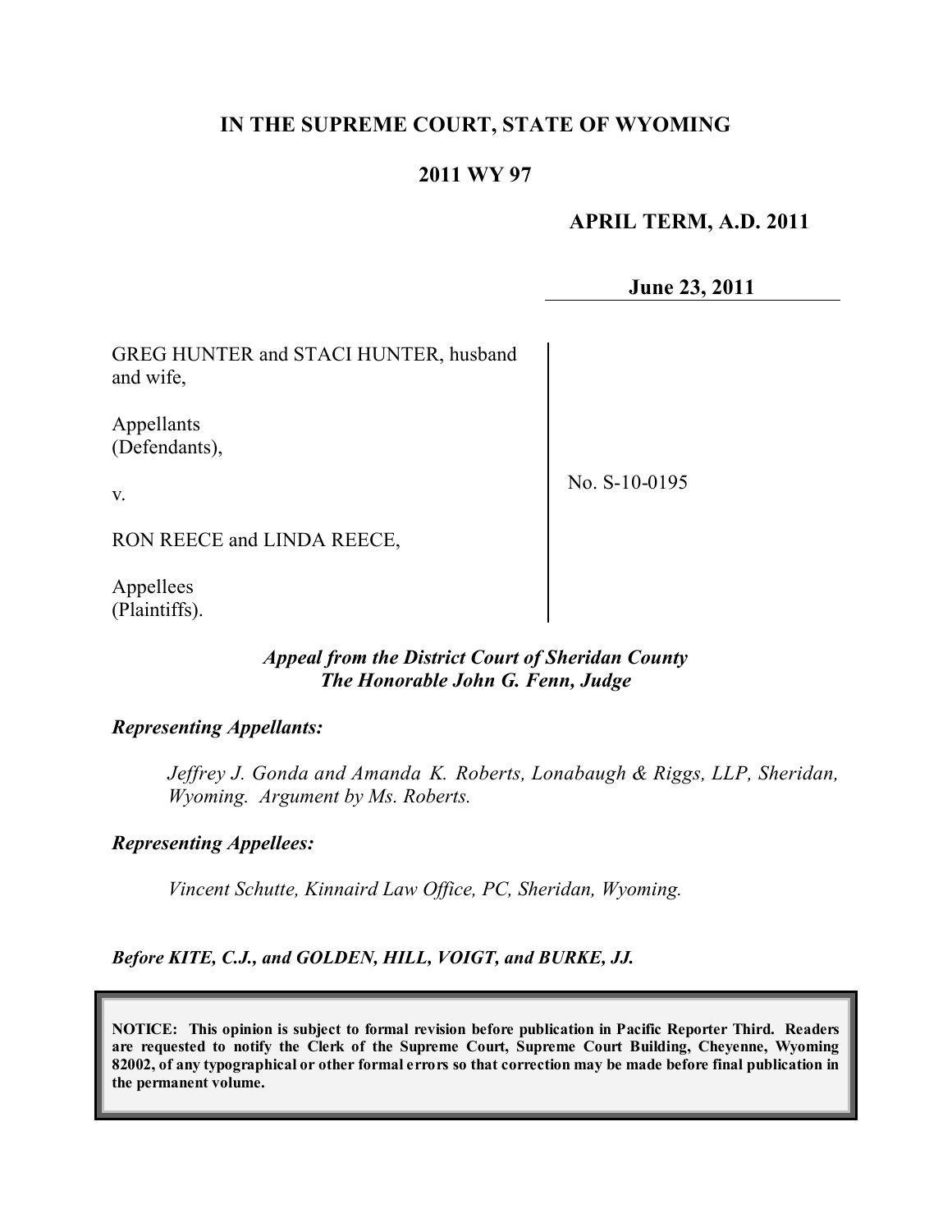# IN THE SUPREME COURT, STATE OF WYOMING

## 2011 WY 97

**APRIL TERM, A.D. 2011**

**June 23, 2011**

GREG HUNTER and STACI HUNTER, husband and wife,

Appellants
(Defendants),

v.

RON REECE and LINDA REECE,

Appellees
(Plaintiffs).

No. S-10-0195

***Appeal from the District Court of Sheridan County***
***The Honorable John G. Fenn, Judge***

***Representing Appellants:***

*Jeffrey J. Gonda and Amanda K. Roberts, Lonabaugh & Riggs, LLP, Sheridan, Wyoming. Argument by Ms. Roberts.*

***Representing Appellees:***

*Vincent Schutte, Kinnaird Law Office, PC, Sheridan, Wyoming.*

***Before KITE, C.J., and GOLDEN, HILL, VOIGT, and BURKE, JJ.***

**NOTICE: This opinion is subject to formal revision before publication in Pacific Reporter Third. Readers are requested to notify the Clerk of the Supreme Court, Supreme Court Building, Cheyenne, Wyoming 82002, of any typographical or other formal errors so that correction may be made before final publication in the permanent volume.**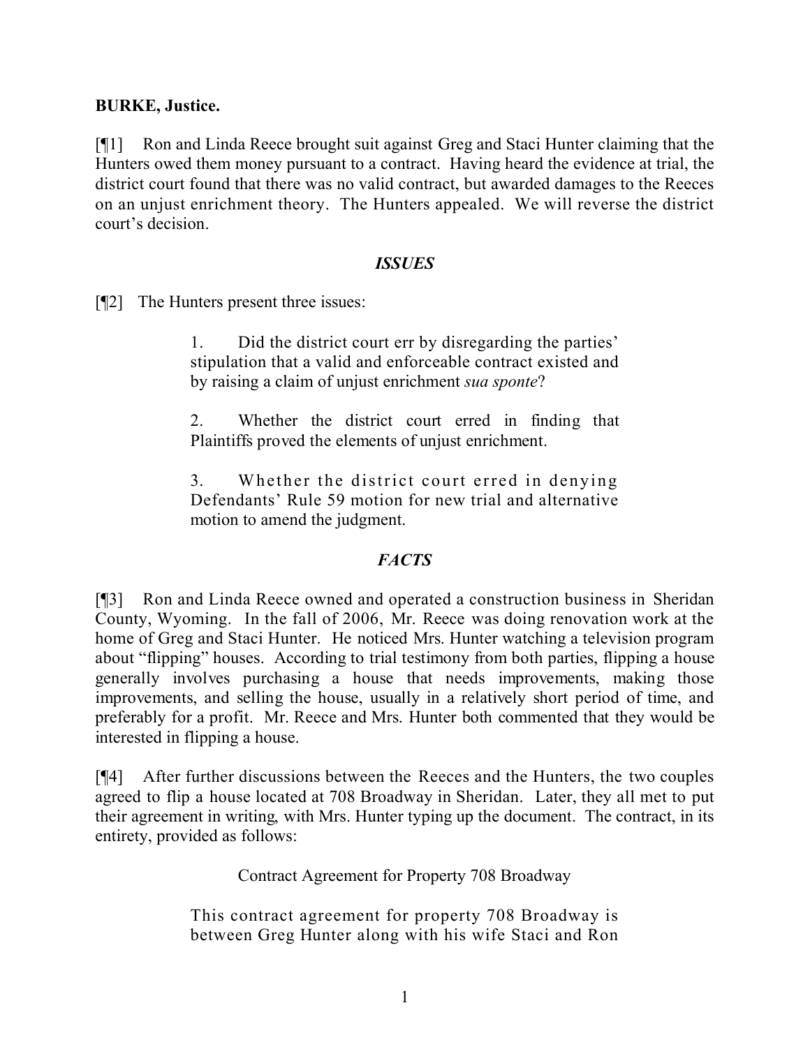**BURKE, Justice.**

[¶1] Ron and Linda Reece brought suit against Greg and Staci Hunter claiming that the Hunters owed them money pursuant to a contract. Having heard the evidence at trial, the district court found that there was no valid contract, but awarded damages to the Reeces on an unjust enrichment theory. The Hunters appealed. We will reverse the district court's decision.

### *ISSUES*

[¶2] The Hunters present three issues:

> 1. Did the district court err by disregarding the parties' stipulation that a valid and enforceable contract existed and by raising a claim of unjust enrichment *sua sponte*?
>
> 2. Whether the district court erred in finding that Plaintiffs proved the elements of unjust enrichment.
>
> 3. Whether the district court erred in denying Defendants' Rule 59 motion for new trial and alternative motion to amend the judgment.

### *FACTS*

[¶3] Ron and Linda Reece owned and operated a construction business in Sheridan County, Wyoming. In the fall of 2006, Mr. Reece was doing renovation work at the home of Greg and Staci Hunter. He noticed Mrs. Hunter watching a television program about "flipping" houses. According to trial testimony from both parties, flipping a house generally involves purchasing a house that needs improvements, making those improvements, and selling the house, usually in a relatively short period of time, and preferably for a profit. Mr. Reece and Mrs. Hunter both commented that they would be interested in flipping a house.

[¶4] After further discussions between the Reeces and the Hunters, the two couples agreed to flip a house located at 708 Broadway in Sheridan. Later, they all met to put their agreement in writing, with Mrs. Hunter typing up the document. The contract, in its entirety, provided as follows:

> Contract Agreement for Property 708 Broadway
>
> This contract agreement for property 708 Broadway is between Greg Hunter along with his wife Staci and Ron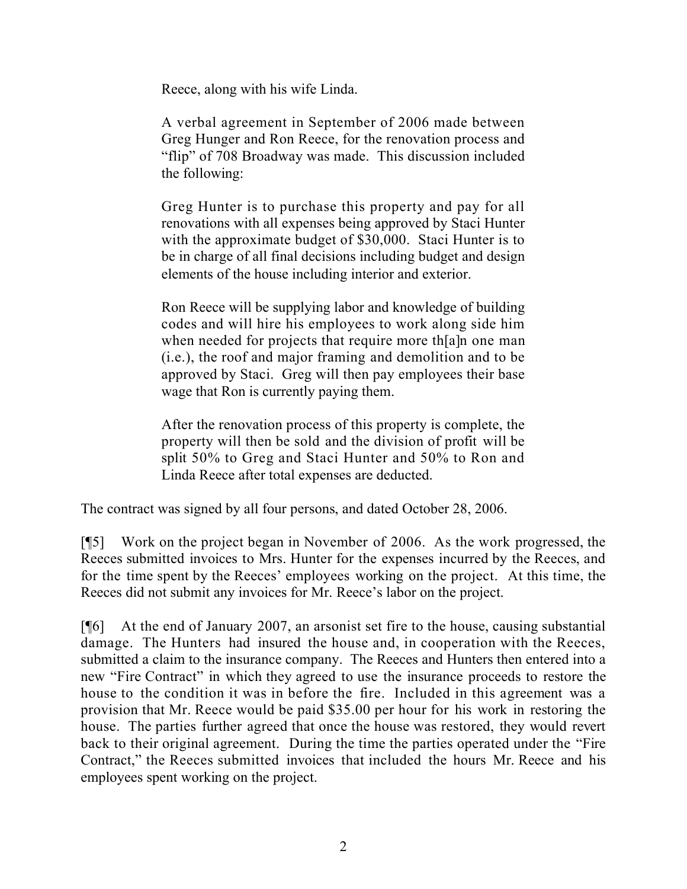> Reece, along with his wife Linda.
>
> A verbal agreement in September of 2006 made between Greg Hunger and Ron Reece, for the renovation process and "flip" of 708 Broadway was made. This discussion included the following:
>
> Greg Hunter is to purchase this property and pay for all renovations with all expenses being approved by Staci Hunter with the approximate budget of $30,000. Staci Hunter is to be in charge of all final decisions including budget and design elements of the house including interior and exterior.
>
> Ron Reece will be supplying labor and knowledge of building codes and will hire his employees to work along side him when needed for projects that require more th[a]n one man (i.e.), the roof and major framing and demolition and to be approved by Staci. Greg will then pay employees their base wage that Ron is currently paying them.
>
> After the renovation process of this property is complete, the property will then be sold and the division of profit will be split 50% to Greg and Staci Hunter and 50% to Ron and Linda Reece after total expenses are deducted.

The contract was signed by all four persons, and dated October 28, 2006.

[¶5] Work on the project began in November of 2006. As the work progressed, the Reeces submitted invoices to Mrs. Hunter for the expenses incurred by the Reeces, and for the time spent by the Reeces' employees working on the project. At this time, the Reeces did not submit any invoices for Mr. Reece's labor on the project.

[¶6] At the end of January 2007, an arsonist set fire to the house, causing substantial damage. The Hunters had insured the house and, in cooperation with the Reeces, submitted a claim to the insurance company. The Reeces and Hunters then entered into a new "Fire Contract" in which they agreed to use the insurance proceeds to restore the house to the condition it was in before the fire. Included in this agreement was a provision that Mr. Reece would be paid $35.00 per hour for his work in restoring the house. The parties further agreed that once the house was restored, they would revert back to their original agreement. During the time the parties operated under the "Fire Contract," the Reeces submitted invoices that included the hours Mr. Reece and his employees spent working on the project.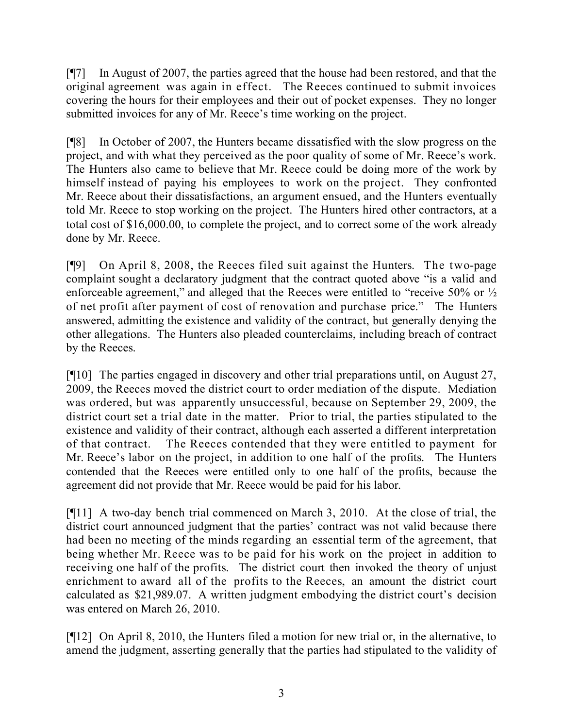[¶7] In August of 2007, the parties agreed that the house had been restored, and that the original agreement was again in effect. The Reeces continued to submit invoices covering the hours for their employees and their out of pocket expenses. They no longer submitted invoices for any of Mr. Reece's time working on the project.

[¶8] In October of 2007, the Hunters became dissatisfied with the slow progress on the project, and with what they perceived as the poor quality of some of Mr. Reece's work. The Hunters also came to believe that Mr. Reece could be doing more of the work by himself instead of paying his employees to work on the project. They confronted Mr. Reece about their dissatisfactions, an argument ensued, and the Hunters eventually told Mr. Reece to stop working on the project. The Hunters hired other contractors, at a total cost of $16,000.00, to complete the project, and to correct some of the work already done by Mr. Reece.

[¶9] On April 8, 2008, the Reeces filed suit against the Hunters. The two-page complaint sought a declaratory judgment that the contract quoted above "is a valid and enforceable agreement," and alleged that the Reeces were entitled to "receive 50% or ½ of net profit after payment of cost of renovation and purchase price." The Hunters answered, admitting the existence and validity of the contract, but generally denying the other allegations. The Hunters also pleaded counterclaims, including breach of contract by the Reeces.

[¶10] The parties engaged in discovery and other trial preparations until, on August 27, 2009, the Reeces moved the district court to order mediation of the dispute. Mediation was ordered, but was apparently unsuccessful, because on September 29, 2009, the district court set a trial date in the matter. Prior to trial, the parties stipulated to the existence and validity of their contract, although each asserted a different interpretation of that contract. The Reeces contended that they were entitled to payment for Mr. Reece's labor on the project, in addition to one half of the profits. The Hunters contended that the Reeces were entitled only to one half of the profits, because the agreement did not provide that Mr. Reece would be paid for his labor.

[¶11] A two-day bench trial commenced on March 3, 2010. At the close of trial, the district court announced judgment that the parties' contract was not valid because there had been no meeting of the minds regarding an essential term of the agreement, that being whether Mr. Reece was to be paid for his work on the project in addition to receiving one half of the profits. The district court then invoked the theory of unjust enrichment to award all of the profits to the Reeces, an amount the district court calculated as $21,989.07. A written judgment embodying the district court's decision was entered on March 26, 2010.

[¶12] On April 8, 2010, the Hunters filed a motion for new trial or, in the alternative, to amend the judgment, asserting generally that the parties had stipulated to the validity of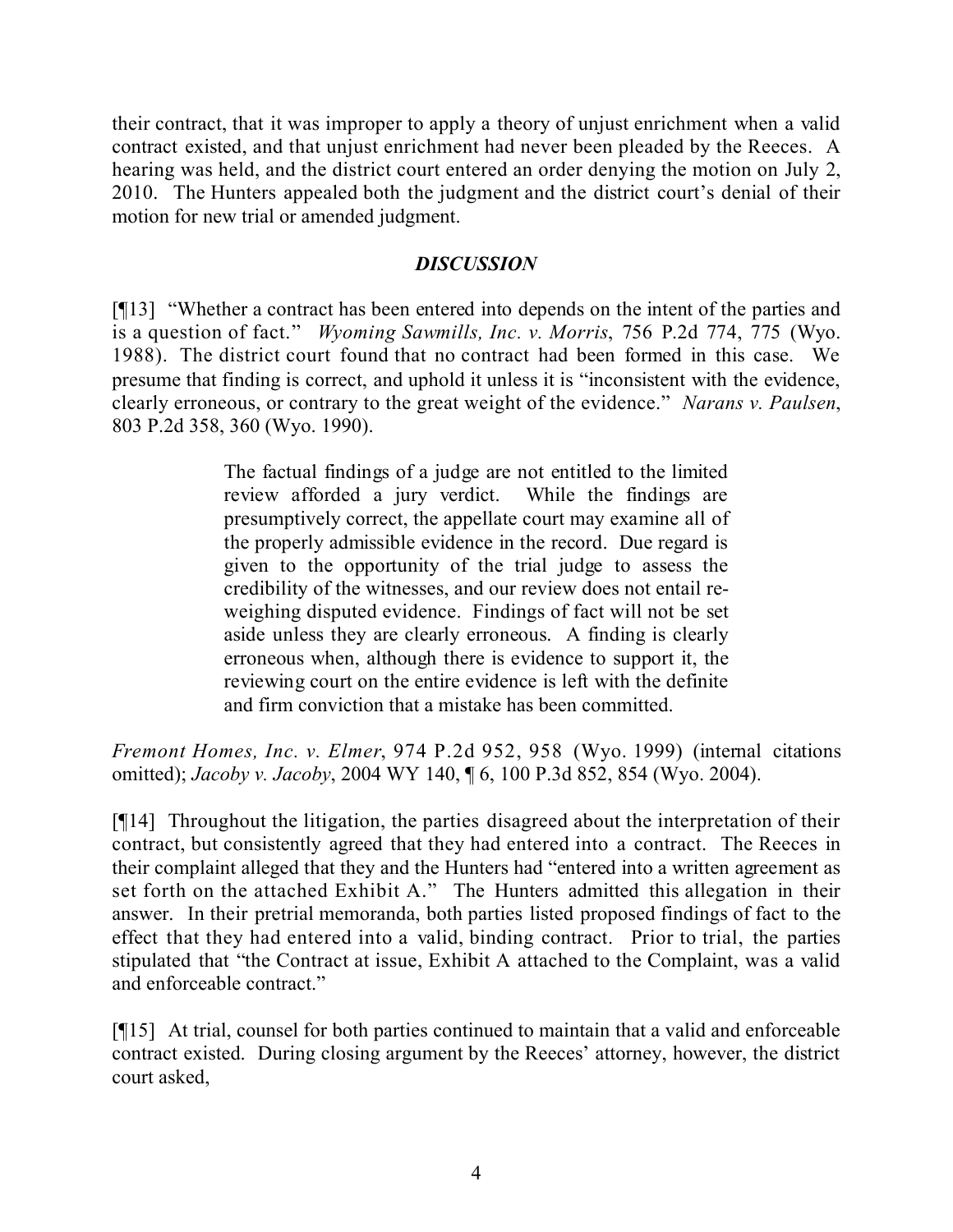their contract, that it was improper to apply a theory of unjust enrichment when a valid contract existed, and that unjust enrichment had never been pleaded by the Reeces. A hearing was held, and the district court entered an order denying the motion on July 2, 2010. The Hunters appealed both the judgment and the district court's denial of their motion for new trial or amended judgment.

## *DISCUSSION*

[¶13] "Whether a contract has been entered into depends on the intent of the parties and is a question of fact." *Wyoming Sawmills, Inc. v. Morris*, 756 P.2d 774, 775 (Wyo. 1988). The district court found that no contract had been formed in this case. We presume that finding is correct, and uphold it unless it is "inconsistent with the evidence, clearly erroneous, or contrary to the great weight of the evidence." *Narans v. Paulsen*, 803 P.2d 358, 360 (Wyo. 1990).

> The factual findings of a judge are not entitled to the limited review afforded a jury verdict. While the findings are presumptively correct, the appellate court may examine all of the properly admissible evidence in the record. Due regard is given to the opportunity of the trial judge to assess the credibility of the witnesses, and our review does not entail re-weighing disputed evidence. Findings of fact will not be set aside unless they are clearly erroneous. A finding is clearly erroneous when, although there is evidence to support it, the reviewing court on the entire evidence is left with the definite and firm conviction that a mistake has been committed.

*Fremont Homes, Inc. v. Elmer*, 974 P.2d 952, 958 (Wyo. 1999) (internal citations omitted); *Jacoby v. Jacoby*, 2004 WY 140, ¶ 6, 100 P.3d 852, 854 (Wyo. 2004).

[¶14] Throughout the litigation, the parties disagreed about the interpretation of their contract, but consistently agreed that they had entered into a contract. The Reeces in their complaint alleged that they and the Hunters had "entered into a written agreement as set forth on the attached Exhibit A." The Hunters admitted this allegation in their answer. In their pretrial memoranda, both parties listed proposed findings of fact to the effect that they had entered into a valid, binding contract. Prior to trial, the parties stipulated that "the Contract at issue, Exhibit A attached to the Complaint, was a valid and enforceable contract."

[¶15] At trial, counsel for both parties continued to maintain that a valid and enforceable contract existed. During closing argument by the Reeces' attorney, however, the district court asked,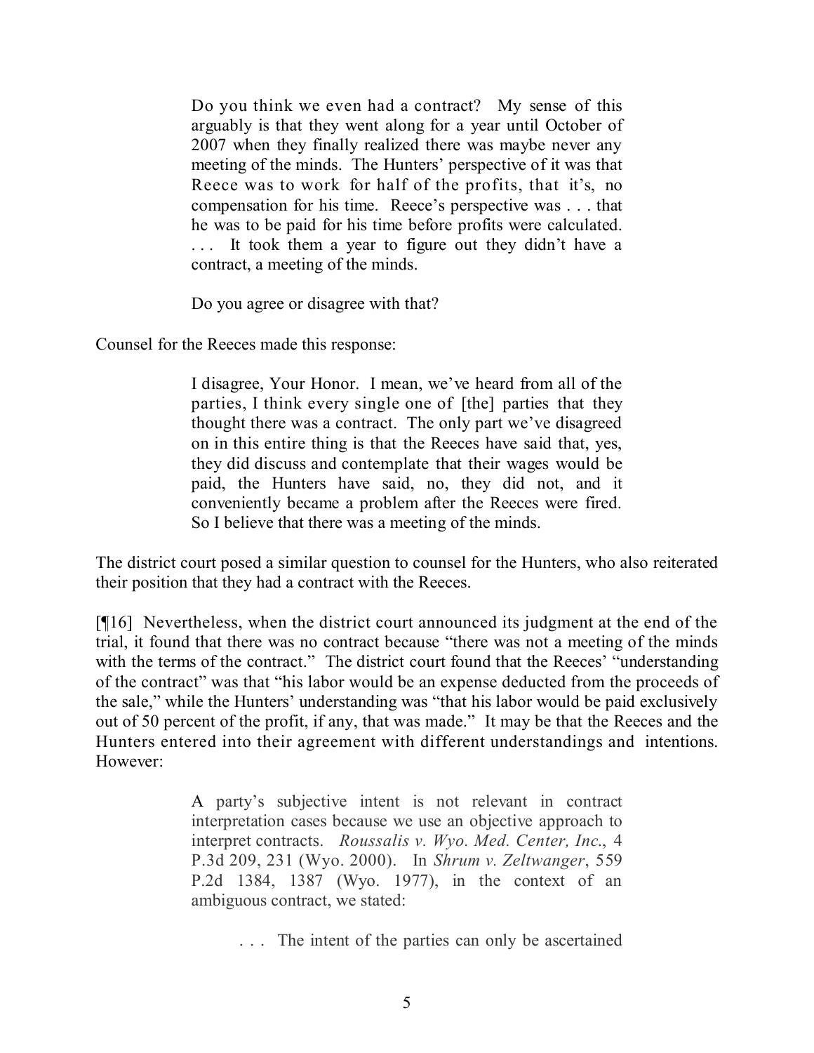> Do you think we even had a contract? My sense of this arguably is that they went along for a year until October of 2007 when they finally realized there was maybe never any meeting of the minds. The Hunters' perspective of it was that Reece was to work for half of the profits, that it's, no compensation for his time. Reece's perspective was . . . that he was to be paid for his time before profits were calculated. . . . It took them a year to figure out they didn't have a contract, a meeting of the minds.
>
> Do you agree or disagree with that?

Counsel for the Reeces made this response:

> I disagree, Your Honor. I mean, we've heard from all of the parties, I think every single one of [the] parties that they thought there was a contract. The only part we've disagreed on in this entire thing is that the Reeces have said that, yes, they did discuss and contemplate that their wages would be paid, the Hunters have said, no, they did not, and it conveniently became a problem after the Reeces were fired. So I believe that there was a meeting of the minds.

The district court posed a similar question to counsel for the Hunters, who also reiterated their position that they had a contract with the Reeces.

[¶16] Nevertheless, when the district court announced its judgment at the end of the trial, it found that there was no contract because "there was not a meeting of the minds with the terms of the contract." The district court found that the Reeces' "understanding of the contract" was that "his labor would be an expense deducted from the proceeds of the sale," while the Hunters' understanding was "that his labor would be paid exclusively out of 50 percent of the profit, if any, that was made." It may be that the Reeces and the Hunters entered into their agreement with different understandings and intentions. However:

> A party's subjective intent is not relevant in contract interpretation cases because we use an objective approach to interpret contracts. *Roussalis v. Wyo. Med. Center, Inc.*, 4 P.3d 209, 231 (Wyo. 2000). In *Shrum v. Zeltwanger*, 559 P.2d 1384, 1387 (Wyo. 1977), in the context of an ambiguous contract, we stated:
>
> > . . . The intent of the parties can only be ascertained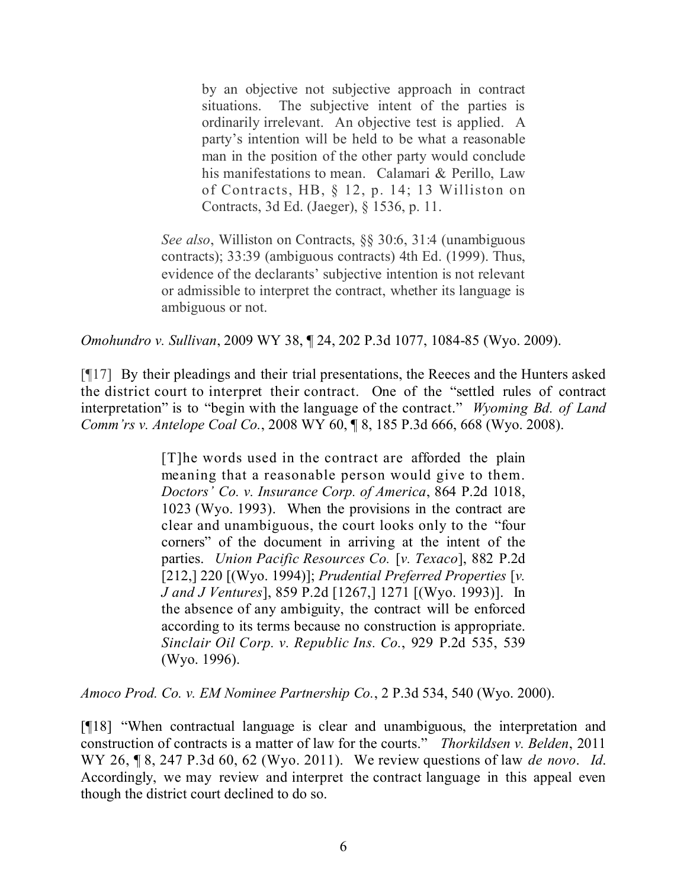> by an objective not subjective approach in contract situations. The subjective intent of the parties is ordinarily irrelevant. An objective test is applied. A party's intention will be held to be what a reasonable man in the position of the other party would conclude his manifestations to mean. Calamari & Perillo, Law of Contracts, HB, § 12, p. 14; 13 Williston on Contracts, 3d Ed. (Jaeger), § 1536, p. 11.
>
> *See also*, Williston on Contracts, §§ 30:6, 31:4 (unambiguous contracts); 33:39 (ambiguous contracts) 4th Ed. (1999). Thus, evidence of the declarants' subjective intention is not relevant or admissible to interpret the contract, whether its language is ambiguous or not.

*Omohundro v. Sullivan*, 2009 WY 38, ¶ 24, 202 P.3d 1077, 1084-85 (Wyo. 2009).

[¶17] By their pleadings and their trial presentations, the Reeces and the Hunters asked the district court to interpret their contract. One of the "settled rules of contract interpretation" is to "begin with the language of the contract." *Wyoming Bd. of Land Comm'rs v. Antelope Coal Co.*, 2008 WY 60, ¶ 8, 185 P.3d 666, 668 (Wyo. 2008).

> [T]he words used in the contract are afforded the plain meaning that a reasonable person would give to them. *Doctors' Co. v. Insurance Corp. of America*, 864 P.2d 1018, 1023 (Wyo. 1993). When the provisions in the contract are clear and unambiguous, the court looks only to the "four corners" of the document in arriving at the intent of the parties. *Union Pacific Resources Co.* [*v. Texaco*], 882 P.2d [212,] 220 [(Wyo. 1994)]; *Prudential Preferred Properties* [*v. J and J Ventures*], 859 P.2d [1267,] 1271 [(Wyo. 1993)]. In the absence of any ambiguity, the contract will be enforced according to its terms because no construction is appropriate. *Sinclair Oil Corp. v. Republic Ins. Co.*, 929 P.2d 535, 539 (Wyo. 1996).

*Amoco Prod. Co. v. EM Nominee Partnership Co.*, 2 P.3d 534, 540 (Wyo. 2000).

[¶18] "When contractual language is clear and unambiguous, the interpretation and construction of contracts is a matter of law for the courts." *Thorkildsen v. Belden*, 2011 WY 26, ¶ 8, 247 P.3d 60, 62 (Wyo. 2011). We review questions of law *de novo*. *Id*. Accordingly, we may review and interpret the contract language in this appeal even though the district court declined to do so.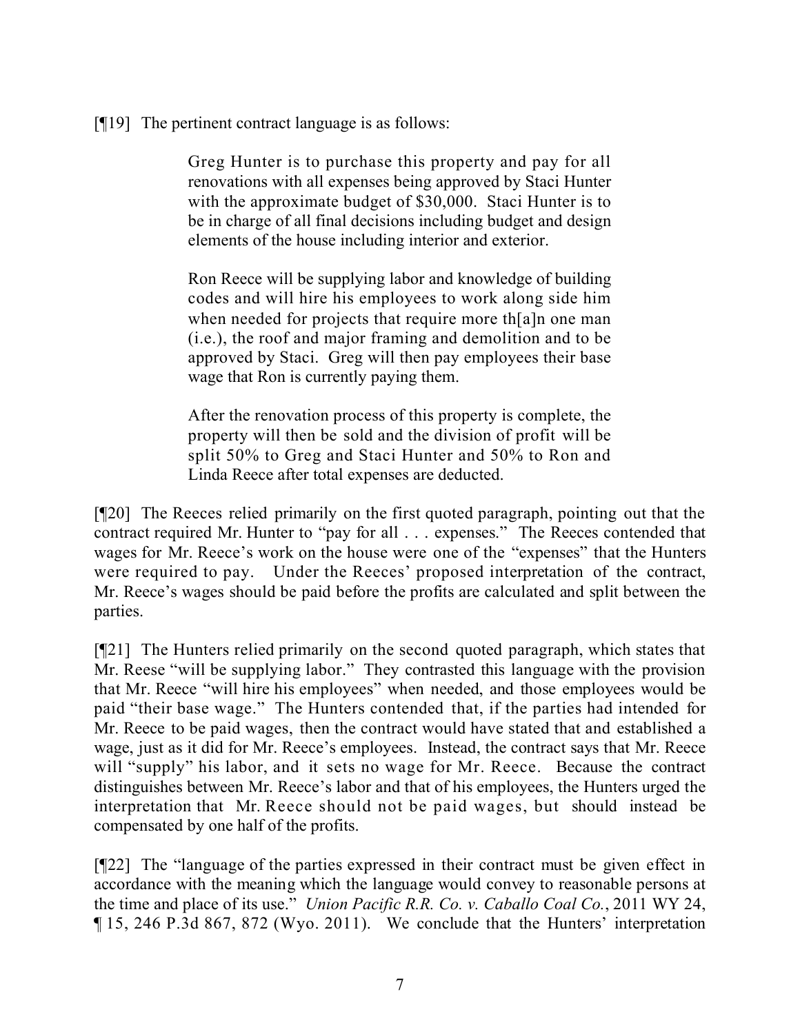[¶19] The pertinent contract language is as follows:

> Greg Hunter is to purchase this property and pay for all renovations with all expenses being approved by Staci Hunter with the approximate budget of $30,000. Staci Hunter is to be in charge of all final decisions including budget and design elements of the house including interior and exterior.
>
> Ron Reece will be supplying labor and knowledge of building codes and will hire his employees to work along side him when needed for projects that require more th[a]n one man (i.e.), the roof and major framing and demolition and to be approved by Staci. Greg will then pay employees their base wage that Ron is currently paying them.
>
> After the renovation process of this property is complete, the property will then be sold and the division of profit will be split 50% to Greg and Staci Hunter and 50% to Ron and Linda Reece after total expenses are deducted.

[¶20] The Reeces relied primarily on the first quoted paragraph, pointing out that the contract required Mr. Hunter to "pay for all . . . expenses." The Reeces contended that wages for Mr. Reece's work on the house were one of the "expenses" that the Hunters were required to pay. Under the Reeces' proposed interpretation of the contract, Mr. Reece's wages should be paid before the profits are calculated and split between the parties.

[¶21] The Hunters relied primarily on the second quoted paragraph, which states that Mr. Reese "will be supplying labor." They contrasted this language with the provision that Mr. Reece "will hire his employees" when needed, and those employees would be paid "their base wage." The Hunters contended that, if the parties had intended for Mr. Reece to be paid wages, then the contract would have stated that and established a wage, just as it did for Mr. Reece's employees. Instead, the contract says that Mr. Reece will "supply" his labor, and it sets no wage for Mr. Reece. Because the contract distinguishes between Mr. Reece's labor and that of his employees, the Hunters urged the interpretation that Mr. Reece should not be paid wages, but should instead be compensated by one half of the profits.

[¶22] The "language of the parties expressed in their contract must be given effect in accordance with the meaning which the language would convey to reasonable persons at the time and place of its use." *Union Pacific R.R. Co. v. Caballo Coal Co.*, 2011 WY 24, ¶ 15, 246 P.3d 867, 872 (Wyo. 2011). We conclude that the Hunters' interpretation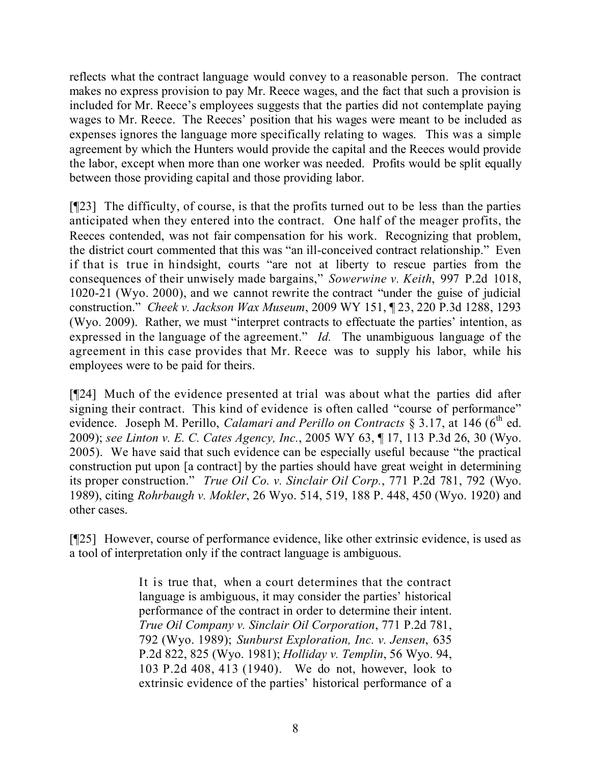reflects what the contract language would convey to a reasonable person. The contract makes no express provision to pay Mr. Reece wages, and the fact that such a provision is included for Mr. Reece's employees suggests that the parties did not contemplate paying wages to Mr. Reece. The Reeces' position that his wages were meant to be included as expenses ignores the language more specifically relating to wages. This was a simple agreement by which the Hunters would provide the capital and the Reeces would provide the labor, except when more than one worker was needed. Profits would be split equally between those providing capital and those providing labor.

[¶23] The difficulty, of course, is that the profits turned out to be less than the parties anticipated when they entered into the contract. One half of the meager profits, the Reeces contended, was not fair compensation for his work. Recognizing that problem, the district court commented that this was "an ill-conceived contract relationship." Even if that is true in hindsight, courts "are not at liberty to rescue parties from the consequences of their unwisely made bargains," *Sowerwine v. Keith*, 997 P.2d 1018, 1020-21 (Wyo. 2000), and we cannot rewrite the contract "under the guise of judicial construction." *Cheek v. Jackson Wax Museum*, 2009 WY 151, ¶ 23, 220 P.3d 1288, 1293 (Wyo. 2009). Rather, we must "interpret contracts to effectuate the parties' intention, as expressed in the language of the agreement." *Id.* The unambiguous language of the agreement in this case provides that Mr. Reece was to supply his labor, while his employees were to be paid for theirs.

[¶24] Much of the evidence presented at trial was about what the parties did after signing their contract. This kind of evidence is often called "course of performance" evidence. Joseph M. Perillo, *Calamari and Perillo on Contracts* § 3.17, at 146 (6th ed. 2009); *see Linton v. E. C. Cates Agency, Inc.*, 2005 WY 63, ¶ 17, 113 P.3d 26, 30 (Wyo. 2005). We have said that such evidence can be especially useful because "the practical construction put upon [a contract] by the parties should have great weight in determining its proper construction." *True Oil Co. v. Sinclair Oil Corp.*, 771 P.2d 781, 792 (Wyo. 1989), citing *Rohrbaugh v. Mokler*, 26 Wyo. 514, 519, 188 P. 448, 450 (Wyo. 1920) and other cases.

[¶25] However, course of performance evidence, like other extrinsic evidence, is used as a tool of interpretation only if the contract language is ambiguous.

> It is true that, when a court determines that the contract language is ambiguous, it may consider the parties' historical performance of the contract in order to determine their intent. *True Oil Company v. Sinclair Oil Corporation*, 771 P.2d 781, 792 (Wyo. 1989); *Sunburst Exploration, Inc. v. Jensen*, 635 P.2d 822, 825 (Wyo. 1981); *Holliday v. Templin*, 56 Wyo. 94, 103 P.2d 408, 413 (1940). We do not, however, look to extrinsic evidence of the parties' historical performance of a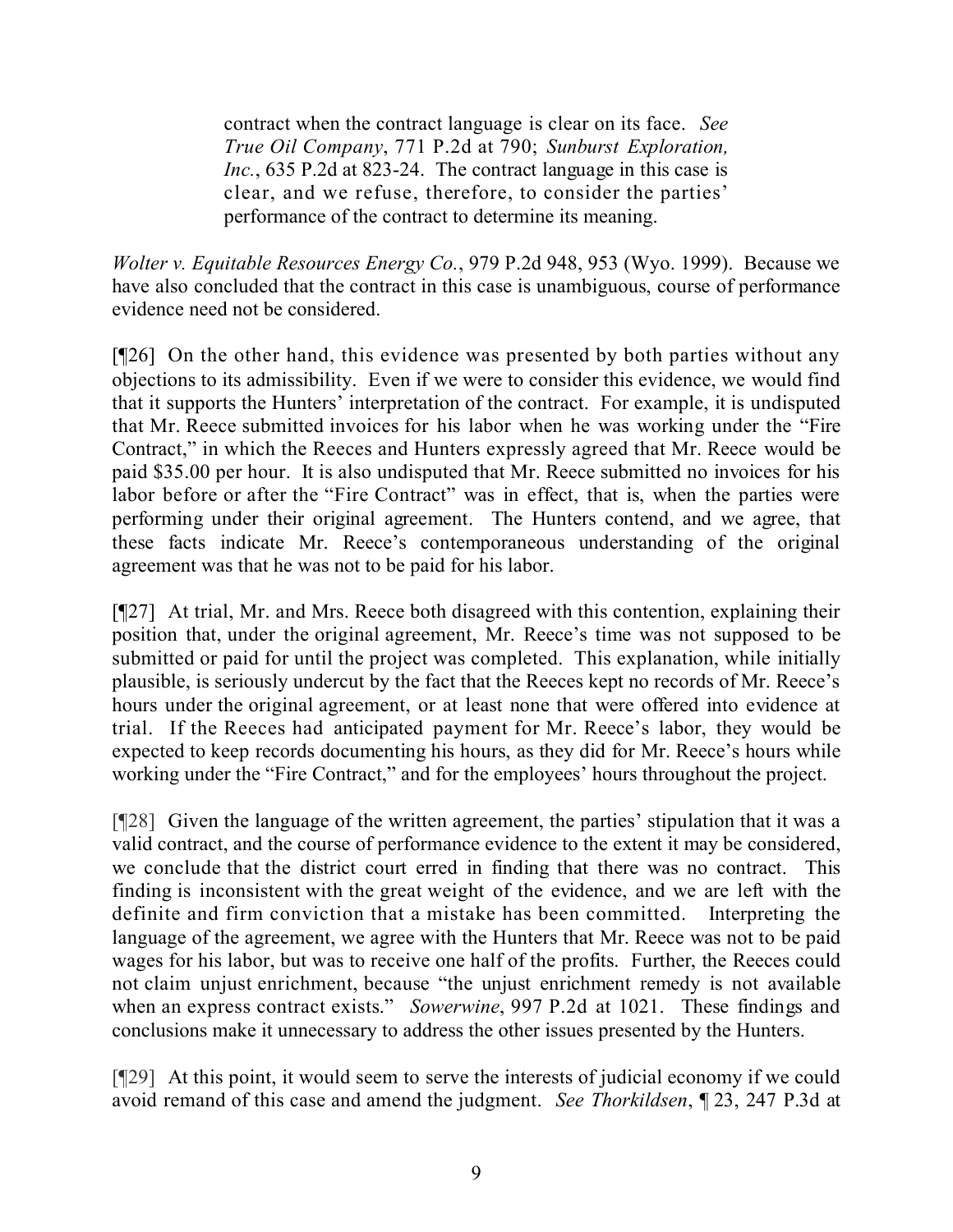> contract when the contract language is clear on its face. *See True Oil Company*, 771 P.2d at 790; *Sunburst Exploration, Inc.*, 635 P.2d at 823-24. The contract language in this case is clear, and we refuse, therefore, to consider the parties' performance of the contract to determine its meaning.

*Wolter v. Equitable Resources Energy Co.*, 979 P.2d 948, 953 (Wyo. 1999). Because we have also concluded that the contract in this case is unambiguous, course of performance evidence need not be considered.

[¶26] On the other hand, this evidence was presented by both parties without any objections to its admissibility. Even if we were to consider this evidence, we would find that it supports the Hunters' interpretation of the contract. For example, it is undisputed that Mr. Reece submitted invoices for his labor when he was working under the "Fire Contract," in which the Reeces and Hunters expressly agreed that Mr. Reece would be paid $35.00 per hour. It is also undisputed that Mr. Reece submitted no invoices for his labor before or after the "Fire Contract" was in effect, that is, when the parties were performing under their original agreement. The Hunters contend, and we agree, that these facts indicate Mr. Reece's contemporaneous understanding of the original agreement was that he was not to be paid for his labor.

[¶27] At trial, Mr. and Mrs. Reece both disagreed with this contention, explaining their position that, under the original agreement, Mr. Reece's time was not supposed to be submitted or paid for until the project was completed. This explanation, while initially plausible, is seriously undercut by the fact that the Reeces kept no records of Mr. Reece's hours under the original agreement, or at least none that were offered into evidence at trial. If the Reeces had anticipated payment for Mr. Reece's labor, they would be expected to keep records documenting his hours, as they did for Mr. Reece's hours while working under the "Fire Contract," and for the employees' hours throughout the project.

[¶28] Given the language of the written agreement, the parties' stipulation that it was a valid contract, and the course of performance evidence to the extent it may be considered, we conclude that the district court erred in finding that there was no contract. This finding is inconsistent with the great weight of the evidence, and we are left with the definite and firm conviction that a mistake has been committed. Interpreting the language of the agreement, we agree with the Hunters that Mr. Reece was not to be paid wages for his labor, but was to receive one half of the profits. Further, the Reeces could not claim unjust enrichment, because "the unjust enrichment remedy is not available when an express contract exists." *Sowerwine*, 997 P.2d at 1021. These findings and conclusions make it unnecessary to address the other issues presented by the Hunters.

[¶29] At this point, it would seem to serve the interests of judicial economy if we could avoid remand of this case and amend the judgment. *See Thorkildsen*, ¶ 23, 247 P.3d at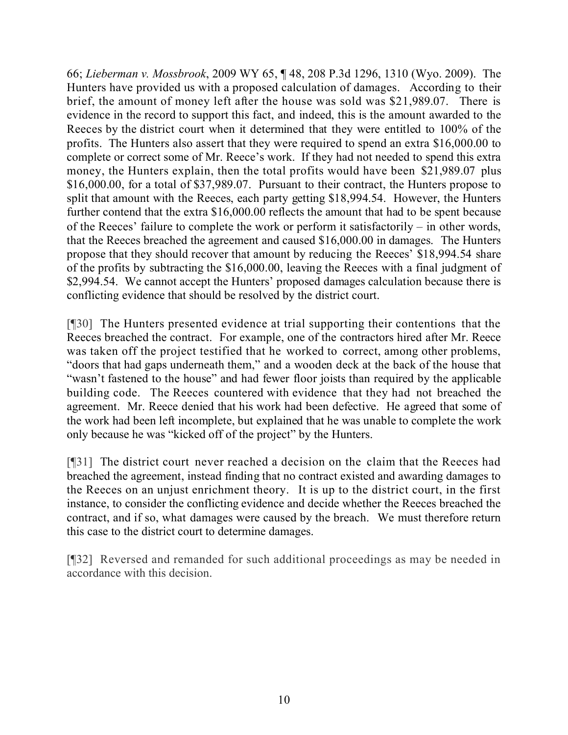66; *Lieberman v. Mossbrook*, 2009 WY 65, ¶ 48, 208 P.3d 1296, 1310 (Wyo. 2009). The Hunters have provided us with a proposed calculation of damages. According to their brief, the amount of money left after the house was sold was $21,989.07. There is evidence in the record to support this fact, and indeed, this is the amount awarded to the Reeces by the district court when it determined that they were entitled to 100% of the profits. The Hunters also assert that they were required to spend an extra $16,000.00 to complete or correct some of Mr. Reece's work. If they had not needed to spend this extra money, the Hunters explain, then the total profits would have been $21,989.07 plus $16,000.00, for a total of $37,989.07. Pursuant to their contract, the Hunters propose to split that amount with the Reeces, each party getting $18,994.54. However, the Hunters further contend that the extra $16,000.00 reflects the amount that had to be spent because of the Reeces' failure to complete the work or perform it satisfactorily – in other words, that the Reeces breached the agreement and caused $16,000.00 in damages. The Hunters propose that they should recover that amount by reducing the Reeces' $18,994.54 share of the profits by subtracting the $16,000.00, leaving the Reeces with a final judgment of $2,994.54. We cannot accept the Hunters' proposed damages calculation because there is conflicting evidence that should be resolved by the district court.

[¶30] The Hunters presented evidence at trial supporting their contentions that the Reeces breached the contract. For example, one of the contractors hired after Mr. Reece was taken off the project testified that he worked to correct, among other problems, "doors that had gaps underneath them," and a wooden deck at the back of the house that "wasn't fastened to the house" and had fewer floor joists than required by the applicable building code. The Reeces countered with evidence that they had not breached the agreement. Mr. Reece denied that his work had been defective. He agreed that some of the work had been left incomplete, but explained that he was unable to complete the work only because he was "kicked off of the project" by the Hunters.

[¶31] The district court never reached a decision on the claim that the Reeces had breached the agreement, instead finding that no contract existed and awarding damages to the Reeces on an unjust enrichment theory. It is up to the district court, in the first instance, to consider the conflicting evidence and decide whether the Reeces breached the contract, and if so, what damages were caused by the breach. We must therefore return this case to the district court to determine damages.

[¶32] Reversed and remanded for such additional proceedings as may be needed in accordance with this decision.